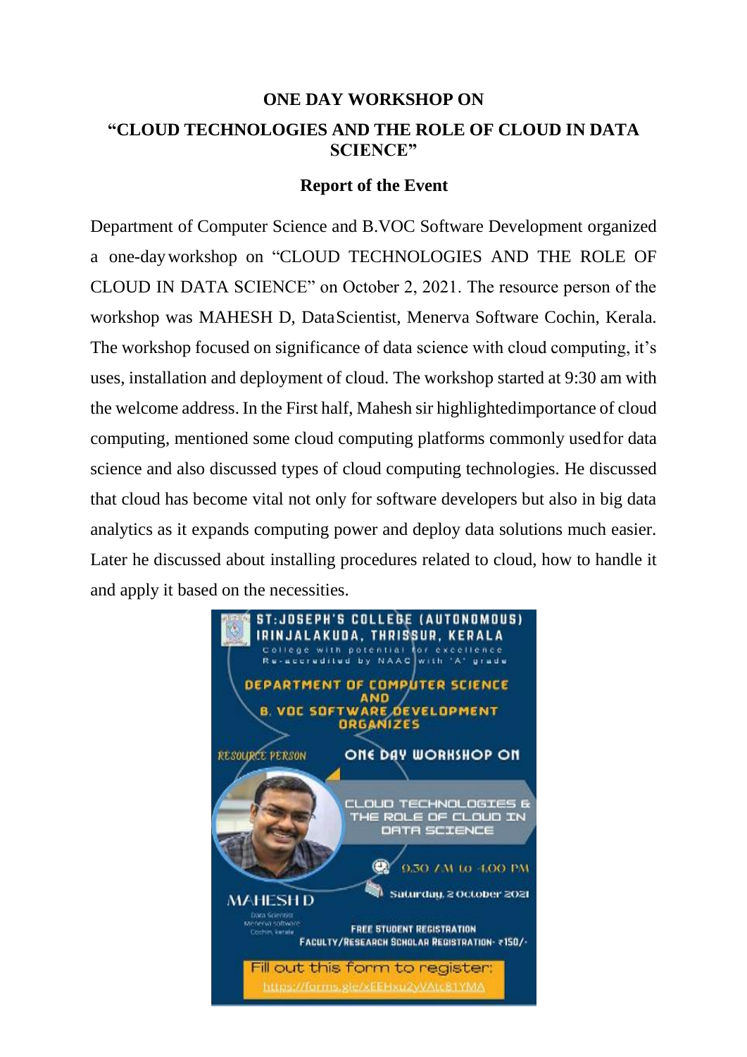**ONE DAY WORKSHOP ON**

**"CLOUD TECHNOLOGIES AND THE ROLE OF CLOUD IN DATA SCIENCE"**

**Report of the Event**

Department of Computer Science and B.VOC Software Development organized a one-day workshop on "CLOUD TECHNOLOGIES AND THE ROLE OF CLOUD IN DATA SCIENCE" on October 2, 2021. The resource person of the workshop was MAHESH D, Data Scientist, Menerva Software Cochin, Kerala. The workshop focused on significance of data science with cloud computing, it's uses, installation and deployment of cloud. The workshop started at 9:30 am with the welcome address. In the First half, Mahesh sir highlighted importance of cloud computing, mentioned some cloud computing platforms commonly used for data science and also discussed types of cloud computing technologies. He discussed that cloud has become vital not only for software developers but also in big data analytics as it expands computing power and deploy data solutions much easier. Later he discussed about installing procedures related to cloud, how to handle it and apply it based on the necessities.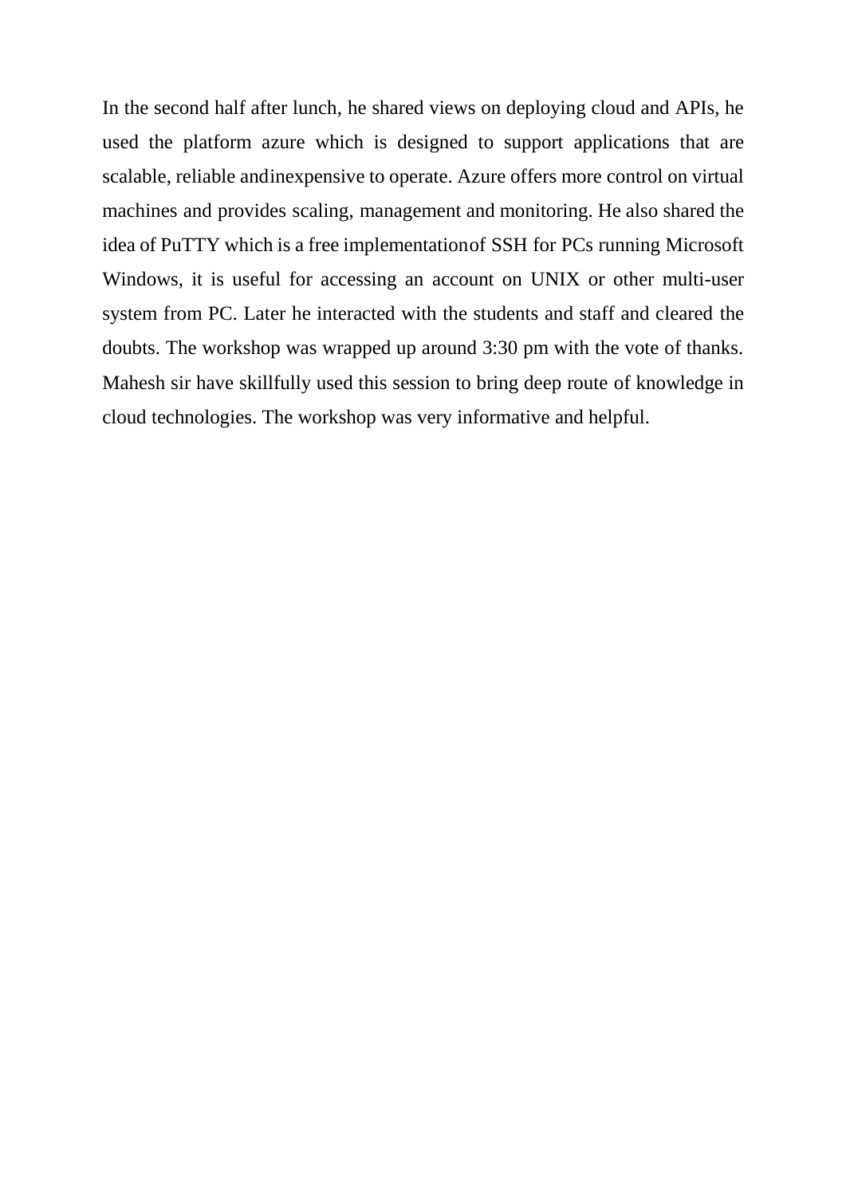In the second half after lunch, he shared views on deploying cloud and APIs, he used the platform azure which is designed to support applications that are scalable, reliable andinexpensive to operate. Azure offers more control on virtual machines and provides scaling, management and monitoring. He also shared the idea of PuTTY which is a free implementationof SSH for PCs running Microsoft Windows, it is useful for accessing an account on UNIX or other multi-user system from PC. Later he interacted with the students and staff and cleared the doubts. The workshop was wrapped up around 3:30 pm with the vote of thanks. Mahesh sir have skillfully used this session to bring deep route of knowledge in cloud technologies. The workshop was very informative and helpful.